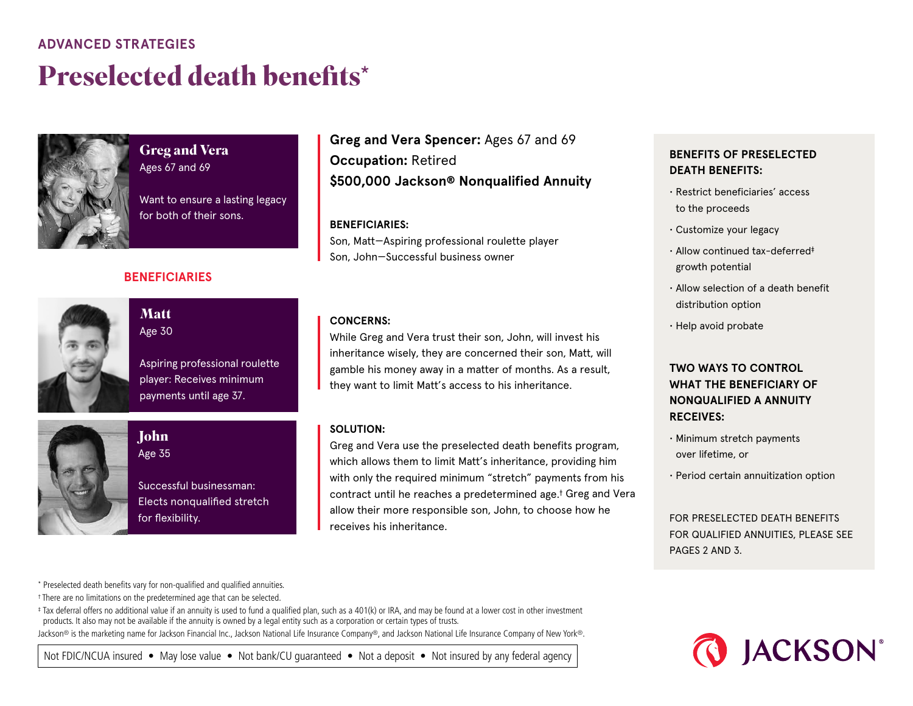ADVANCED STRATEGIES

# Preselected death benefits*

### Greg and Vera
Ages 67 and 69

Want to ensure a lasting legacy for both of their sons.

## BENEFICIARIES

### Matt
Age 30

Aspiring professional roulette player: Receives minimum payments until age 37.

### John
Age 35

Successful businessman: Elects nonqualified stretch for flexibility.

**Greg and Vera Spencer:** Ages 67 and 69
**Occupation:** Retired
**$500,000 Jackson® Nonqualified Annuity**

**BENEFICIARIES:**
Son, Matt—Aspiring professional roulette player
Son, John—Successful business owner

**CONCERNS:**
While Greg and Vera trust their son, John, will invest his inheritance wisely, they are concerned their son, Matt, will gamble his money away in a matter of months. As a result, they want to limit Matt's access to his inheritance.

**SOLUTION:**
Greg and Vera use the preselected death benefits program, which allows them to limit Matt's inheritance, providing him with only the required minimum "stretch" payments from his contract until he reaches a predetermined age.† Greg and Vera allow their more responsible son, John, to choose how he receives his inheritance.

**BENEFITS OF PRESELECTED DEATH BENEFITS:**

- Restrict beneficiaries' access to the proceeds
- Customize your legacy
- Allow continued tax-deferred‡ growth potential
- Allow selection of a death benefit distribution option
- Help avoid probate

**TWO WAYS TO CONTROL WHAT THE BENEFICIARY OF NONQUALIFIED A ANNUITY RECEIVES:**

- Minimum stretch payments over lifetime, or
- Period certain annuitization option

FOR PRESELECTED DEATH BENEFITS FOR QUALIFIED ANNUITIES, PLEASE SEE PAGES 2 AND 3.

* Preselected death benefits vary for non-qualified and qualified annuities.

† There are no limitations on the predetermined age that can be selected.

‡ Tax deferral offers no additional value if an annuity is used to fund a qualified plan, such as a 401(k) or IRA, and may be found at a lower cost in other investment products. It also may not be available if the annuity is owned by a legal entity such as a corporation or certain types of trusts.

Jackson® is the marketing name for Jackson Financial Inc., Jackson National Life Insurance Company®, and Jackson National Life Insurance Company of New York®.

Not FDIC/NCUA insured • May lose value • Not bank/CU guaranteed • Not a deposit • Not insured by any federal agency

JACKSON®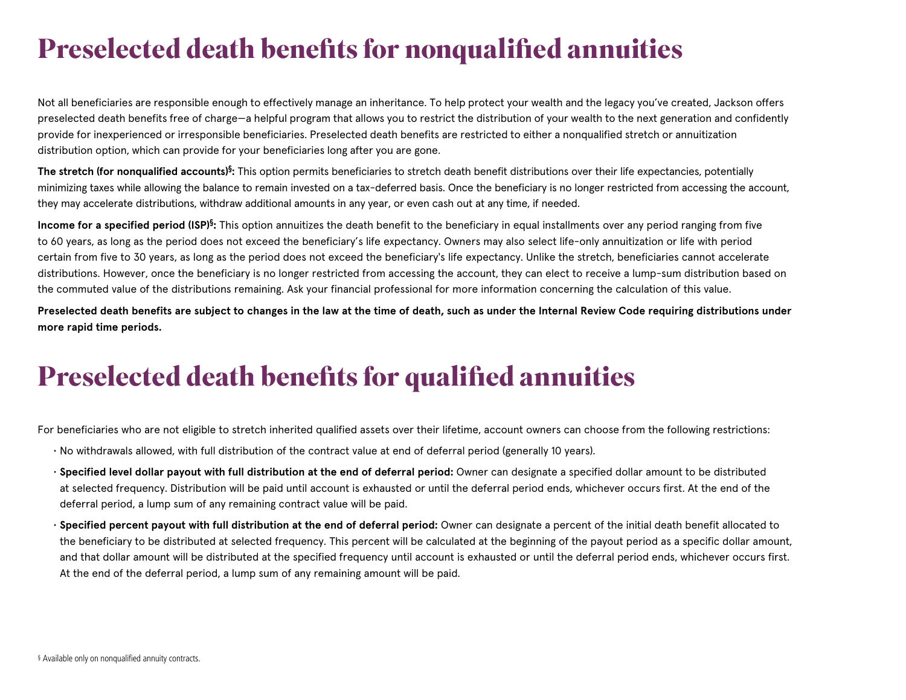# Preselected death benefits for nonqualified annuities

Not all beneficiaries are responsible enough to effectively manage an inheritance. To help protect your wealth and the legacy you've created, Jackson offers preselected death benefits free of charge—a helpful program that allows you to restrict the distribution of your wealth to the next generation and confidently provide for inexperienced or irresponsible beneficiaries. Preselected death benefits are restricted to either a nonqualified stretch or annuitization distribution option, which can provide for your beneficiaries long after you are gone.

**The stretch (for nonqualified accounts)[§]:** This option permits beneficiaries to stretch death benefit distributions over their life expectancies, potentially minimizing taxes while allowing the balance to remain invested on a tax-deferred basis. Once the beneficiary is no longer restricted from accessing the account, they may accelerate distributions, withdraw additional amounts in any year, or even cash out at any time, if needed.

**Income for a specified period (ISP)[§]:** This option annuitizes the death benefit to the beneficiary in equal installments over any period ranging from five to 60 years, as long as the period does not exceed the beneficiary's life expectancy. Owners may also select life-only annuitization or life with period certain from five to 30 years, as long as the period does not exceed the beneficiary's life expectancy. Unlike the stretch, beneficiaries cannot accelerate distributions. However, once the beneficiary is no longer restricted from accessing the account, they can elect to receive a lump-sum distribution based on the commuted value of the distributions remaining. Ask your financial professional for more information concerning the calculation of this value.

**Preselected death benefits are subject to changes in the law at the time of death, such as under the Internal Review Code requiring distributions under more rapid time periods.**

# Preselected death benefits for qualified annuities

For beneficiaries who are not eligible to stretch inherited qualified assets over their lifetime, account owners can choose from the following restrictions:

- No withdrawals allowed, with full distribution of the contract value at end of deferral period (generally 10 years).
- **Specified level dollar payout with full distribution at the end of deferral period:** Owner can designate a specified dollar amount to be distributed at selected frequency. Distribution will be paid until account is exhausted or until the deferral period ends, whichever occurs first. At the end of the deferral period, a lump sum of any remaining contract value will be paid.
- **Specified percent payout with full distribution at the end of deferral period:** Owner can designate a percent of the initial death benefit allocated to the beneficiary to be distributed at selected frequency. This percent will be calculated at the beginning of the payout period as a specific dollar amount, and that dollar amount will be distributed at the specified frequency until account is exhausted or until the deferral period ends, whichever occurs first. At the end of the deferral period, a lump sum of any remaining amount will be paid.

§ Available only on nonqualified annuity contracts.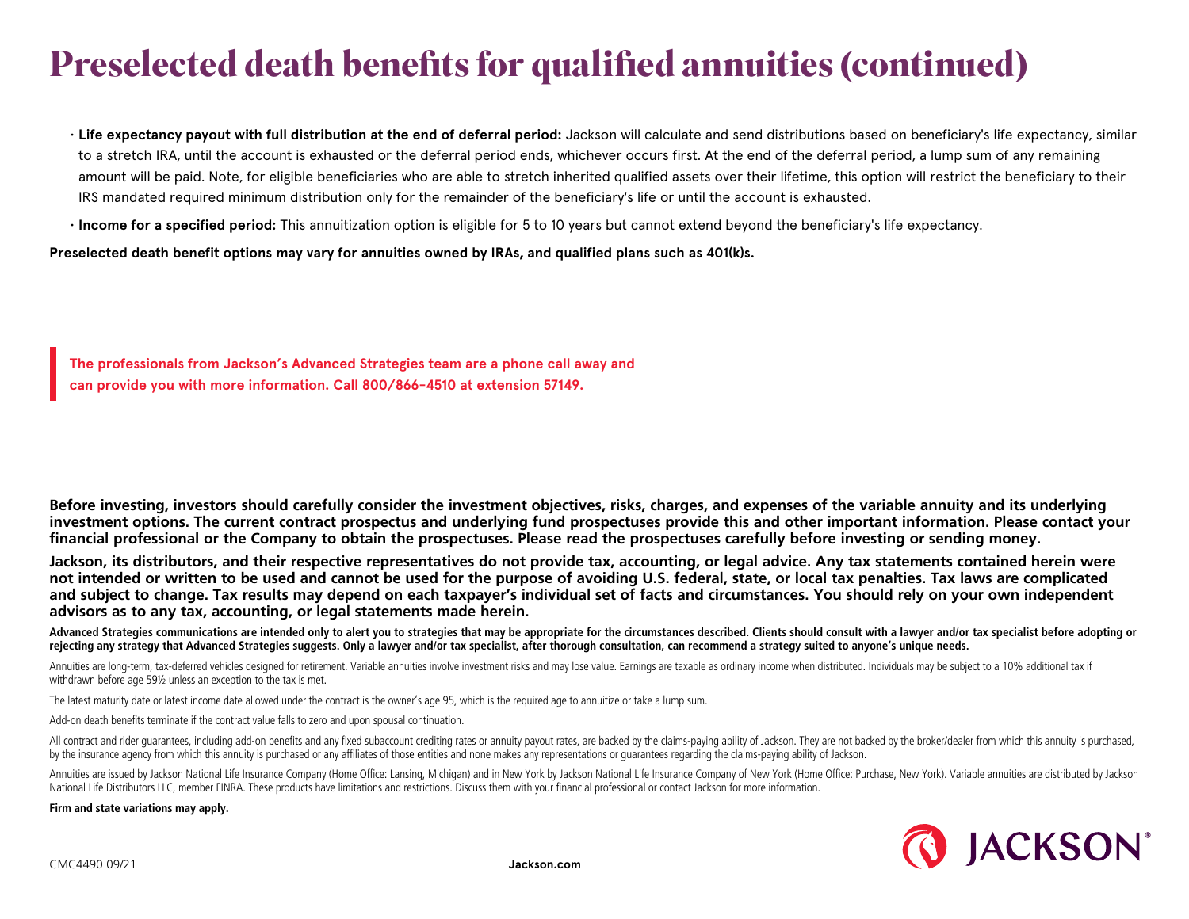# Preselected death benefits for qualified annuities (continued)

- **Life expectancy payout with full distribution at the end of deferral period:** Jackson will calculate and send distributions based on beneficiary's life expectancy, similar to a stretch IRA, until the account is exhausted or the deferral period ends, whichever occurs first. At the end of the deferral period, a lump sum of any remaining amount will be paid. Note, for eligible beneficiaries who are able to stretch inherited qualified assets over their lifetime, this option will restrict the beneficiary to their IRS mandated required minimum distribution only for the remainder of the beneficiary's life or until the account is exhausted.
- **Income for a specified period:** This annuitization option is eligible for 5 to 10 years but cannot extend beyond the beneficiary's life expectancy.

**Preselected death benefit options may vary for annuities owned by IRAs, and qualified plans such as 401(k)s.**

**The professionals from Jackson's Advanced Strategies team are a phone call away and can provide you with more information. Call 800/866-4510 at extension 57149.**

**Before investing, investors should carefully consider the investment objectives, risks, charges, and expenses of the variable annuity and its underlying investment options. The current contract prospectus and underlying fund prospectuses provide this and other important information. Please contact your financial professional or the Company to obtain the prospectuses. Please read the prospectuses carefully before investing or sending money.**

**Jackson, its distributors, and their respective representatives do not provide tax, accounting, or legal advice. Any tax statements contained herein were not intended or written to be used and cannot be used for the purpose of avoiding U.S. federal, state, or local tax penalties. Tax laws are complicated and subject to change. Tax results may depend on each taxpayer's individual set of facts and circumstances. You should rely on your own independent advisors as to any tax, accounting, or legal statements made herein.**

**Advanced Strategies communications are intended only to alert you to strategies that may be appropriate for the circumstances described. Clients should consult with a lawyer and/or tax specialist before adopting or rejecting any strategy that Advanced Strategies suggests. Only a lawyer and/or tax specialist, after thorough consultation, can recommend a strategy suited to anyone's unique needs.**

Annuities are long-term, tax-deferred vehicles designed for retirement. Variable annuities involve investment risks and may lose value. Earnings are taxable as ordinary income when distributed. Individuals may be subject to a 10% additional tax if withdrawn before age 59½ unless an exception to the tax is met.

The latest maturity date or latest income date allowed under the contract is the owner's age 95, which is the required age to annuitize or take a lump sum.

Add-on death benefits terminate if the contract value falls to zero and upon spousal continuation.

All contract and rider guarantees, including add-on benefits and any fixed subaccount crediting rates or annuity payout rates, are backed by the claims-paying ability of Jackson. They are not backed by the broker/dealer from which this annuity is purchased, by the insurance agency from which this annuity is purchased or any affiliates of those entities and none makes any representations or guarantees regarding the claims-paying ability of Jackson.

Annuities are issued by Jackson National Life Insurance Company (Home Office: Lansing, Michigan) and in New York by Jackson National Life Insurance Company of New York (Home Office: Purchase, New York). Variable annuities are distributed by Jackson National Life Distributors LLC, member FINRA. These products have limitations and restrictions. Discuss them with your financial professional or contact Jackson for more information.

**Firm and state variations may apply.**

CMC4490 09/21

**Jackson.com**

JACKSON®